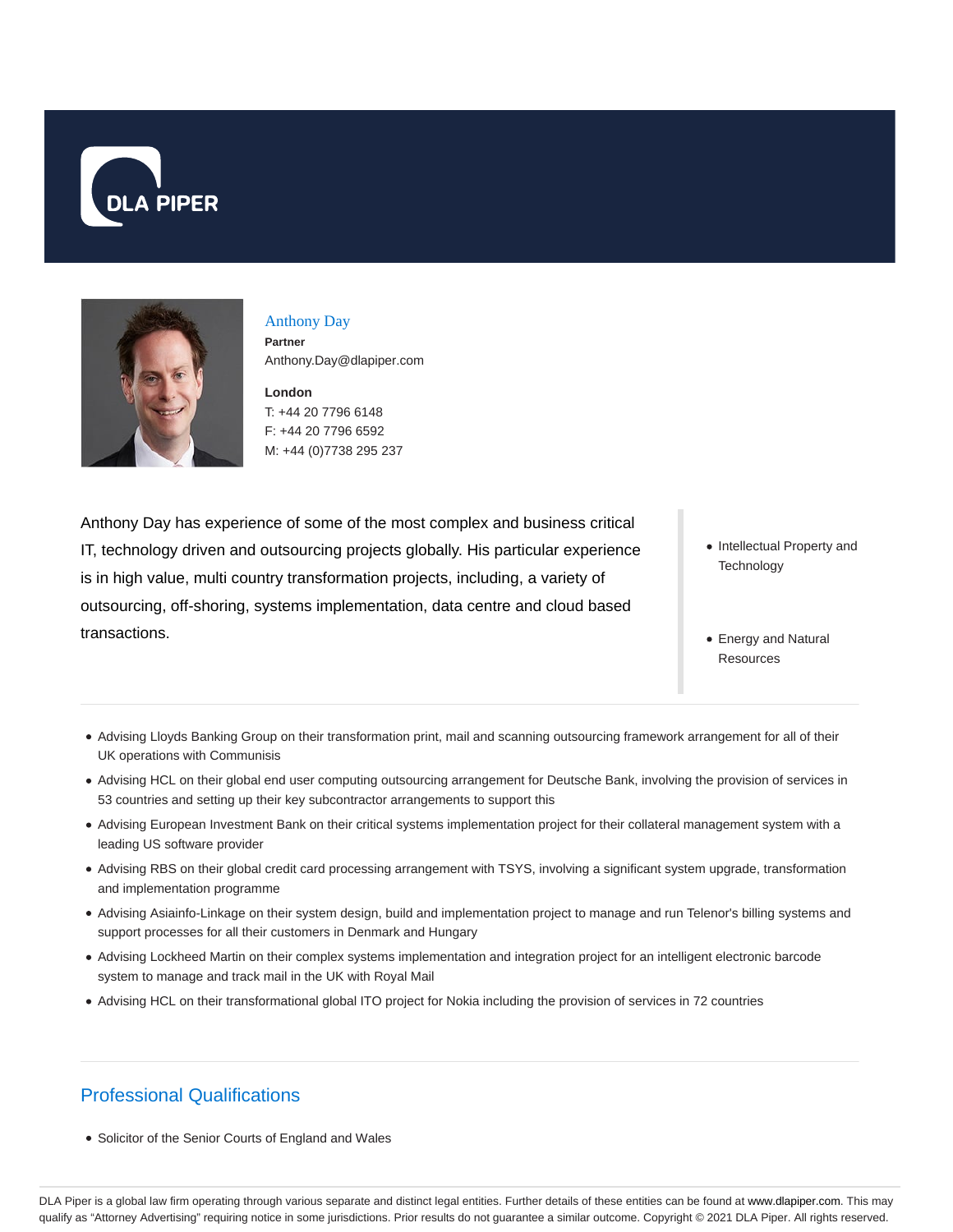DLA PIPER

## Anthony Day

**Partner**
Anthony.Day@dlapiper.com

**London**
T: +44 20 7796 6148
F: +44 20 7796 6592
M: +44 (0)7738 295 237

Anthony Day has experience of some of the most complex and business critical IT, technology driven and outsourcing projects globally. His particular experience is in high value, multi country transformation projects, including, a variety of outsourcing, off-shoring, systems implementation, data centre and cloud based transactions.

- Intellectual Property and Technology
- Energy and Natural Resources

- Advising Lloyds Banking Group on their transformation print, mail and scanning outsourcing framework arrangement for all of their UK operations with Communisis
- Advising HCL on their global end user computing outsourcing arrangement for Deutsche Bank, involving the provision of services in 53 countries and setting up their key subcontractor arrangements to support this
- Advising European Investment Bank on their critical systems implementation project for their collateral management system with a leading US software provider
- Advising RBS on their global credit card processing arrangement with TSYS, involving a significant system upgrade, transformation and implementation programme
- Advising Asiainfo-Linkage on their system design, build and implementation project to manage and run Telenor's billing systems and support processes for all their customers in Denmark and Hungary
- Advising Lockheed Martin on their complex systems implementation and integration project for an intelligent electronic barcode system to manage and track mail in the UK with Royal Mail
- Advising HCL on their transformational global ITO project for Nokia including the provision of services in 72 countries

## Professional Qualifications

- Solicitor of the Senior Courts of England and Wales

DLA Piper is a global law firm operating through various separate and distinct legal entities. Further details of these entities can be found at www.dlapiper.com. This may qualify as "Attorney Advertising" requiring notice in some jurisdictions. Prior results do not guarantee a similar outcome. Copyright © 2021 DLA Piper. All rights reserved.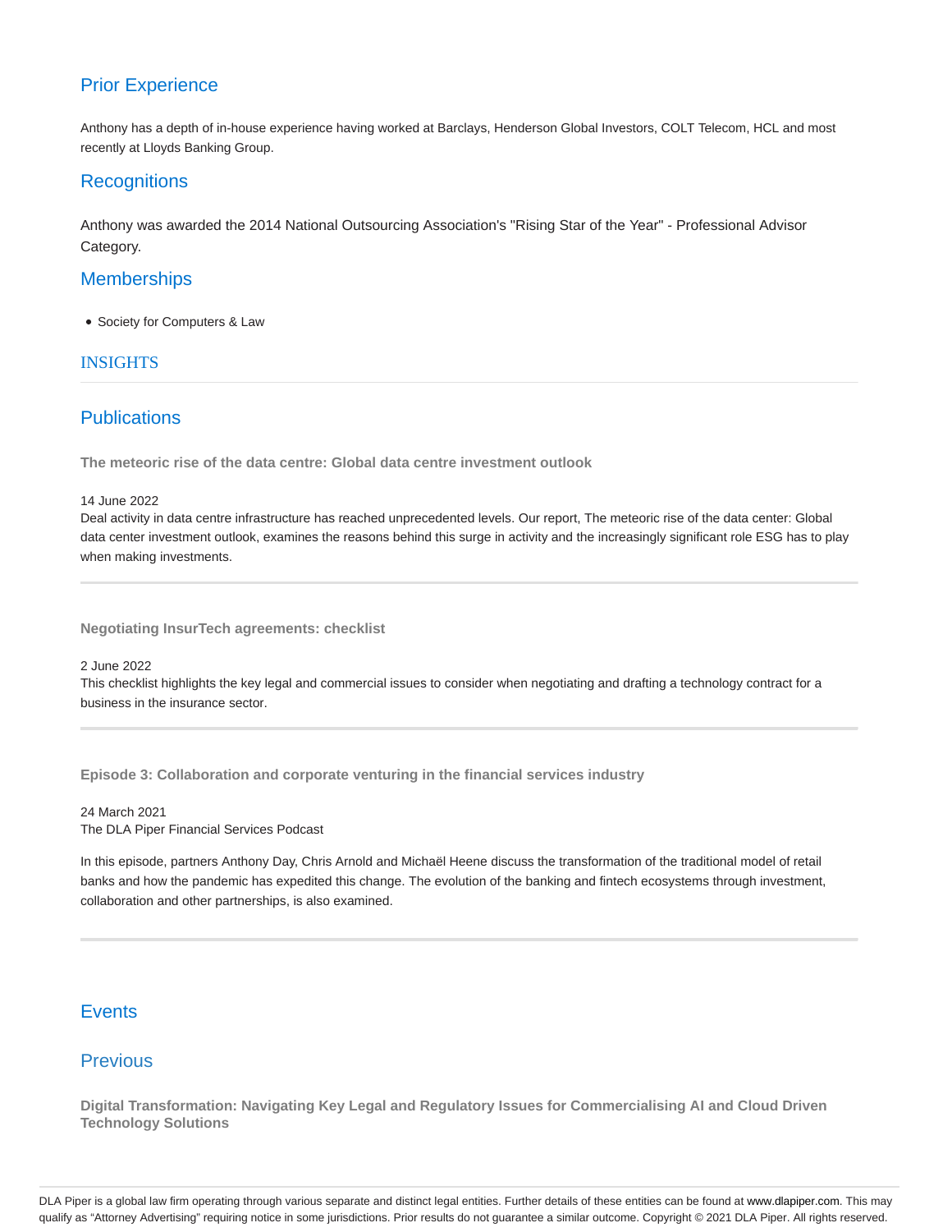## Prior Experience

Anthony has a depth of in-house experience having worked at Barclays, Henderson Global Investors, COLT Telecom, HCL and most recently at Lloyds Banking Group.

## Recognitions

Anthony was awarded the 2014 National Outsourcing Association's "Rising Star of the Year" - Professional Advisor Category.

## Memberships

- Society for Computers & Law

# INSIGHTS

## Publications

**The meteoric rise of the data centre: Global data centre investment outlook**

14 June 2022
Deal activity in data centre infrastructure has reached unprecedented levels. Our report, The meteoric rise of the data center: Global data center investment outlook, examines the reasons behind this surge in activity and the increasingly significant role ESG has to play when making investments.

---

**Negotiating InsurTech agreements: checklist**

2 June 2022
This checklist highlights the key legal and commercial issues to consider when negotiating and drafting a technology contract for a business in the insurance sector.

---

**Episode 3: Collaboration and corporate venturing in the financial services industry**

24 March 2021
The DLA Piper Financial Services Podcast

In this episode, partners Anthony Day, Chris Arnold and Michaël Heene discuss the transformation of the traditional model of retail banks and how the pandemic has expedited this change. The evolution of the banking and fintech ecosystems through investment, collaboration and other partnerships, is also examined.

---

## Events

## Previous

**Digital Transformation: Navigating Key Legal and Regulatory Issues for Commercialising AI and Cloud Driven Technology Solutions**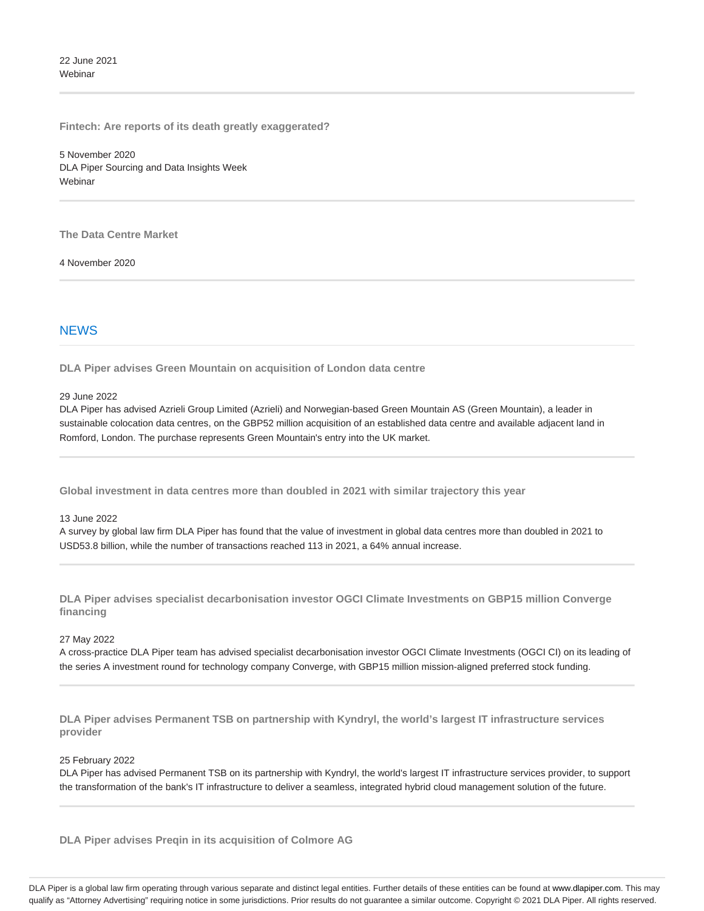22 June 2021
Webinar

---

**Fintech: Are reports of its death greatly exaggerated?**

5 November 2020
DLA Piper Sourcing and Data Insights Week
Webinar

---

**The Data Centre Market**

4 November 2020

---

## NEWS

**DLA Piper advises Green Mountain on acquisition of London data centre**

29 June 2022
DLA Piper has advised Azrieli Group Limited (Azrieli) and Norwegian-based Green Mountain AS (Green Mountain), a leader in sustainable colocation data centres, on the GBP52 million acquisition of an established data centre and available adjacent land in Romford, London. The purchase represents Green Mountain's entry into the UK market.

---

**Global investment in data centres more than doubled in 2021 with similar trajectory this year**

13 June 2022
A survey by global law firm DLA Piper has found that the value of investment in global data centres more than doubled in 2021 to USD53.8 billion, while the number of transactions reached 113 in 2021, a 64% annual increase.

---

**DLA Piper advises specialist decarbonisation investor OGCI Climate Investments on GBP15 million Converge financing**

27 May 2022
A cross-practice DLA Piper team has advised specialist decarbonisation investor OGCI Climate Investments (OGCI CI) on its leading of the series A investment round for technology company Converge, with GBP15 million mission-aligned preferred stock funding.

---

**DLA Piper advises Permanent TSB on partnership with Kyndryl, the world's largest IT infrastructure services provider**

25 February 2022
DLA Piper has advised Permanent TSB on its partnership with Kyndryl, the world's largest IT infrastructure services provider, to support the transformation of the bank's IT infrastructure to deliver a seamless, integrated hybrid cloud management solution of the future.

---

**DLA Piper advises Preqin in its acquisition of Colmore AG**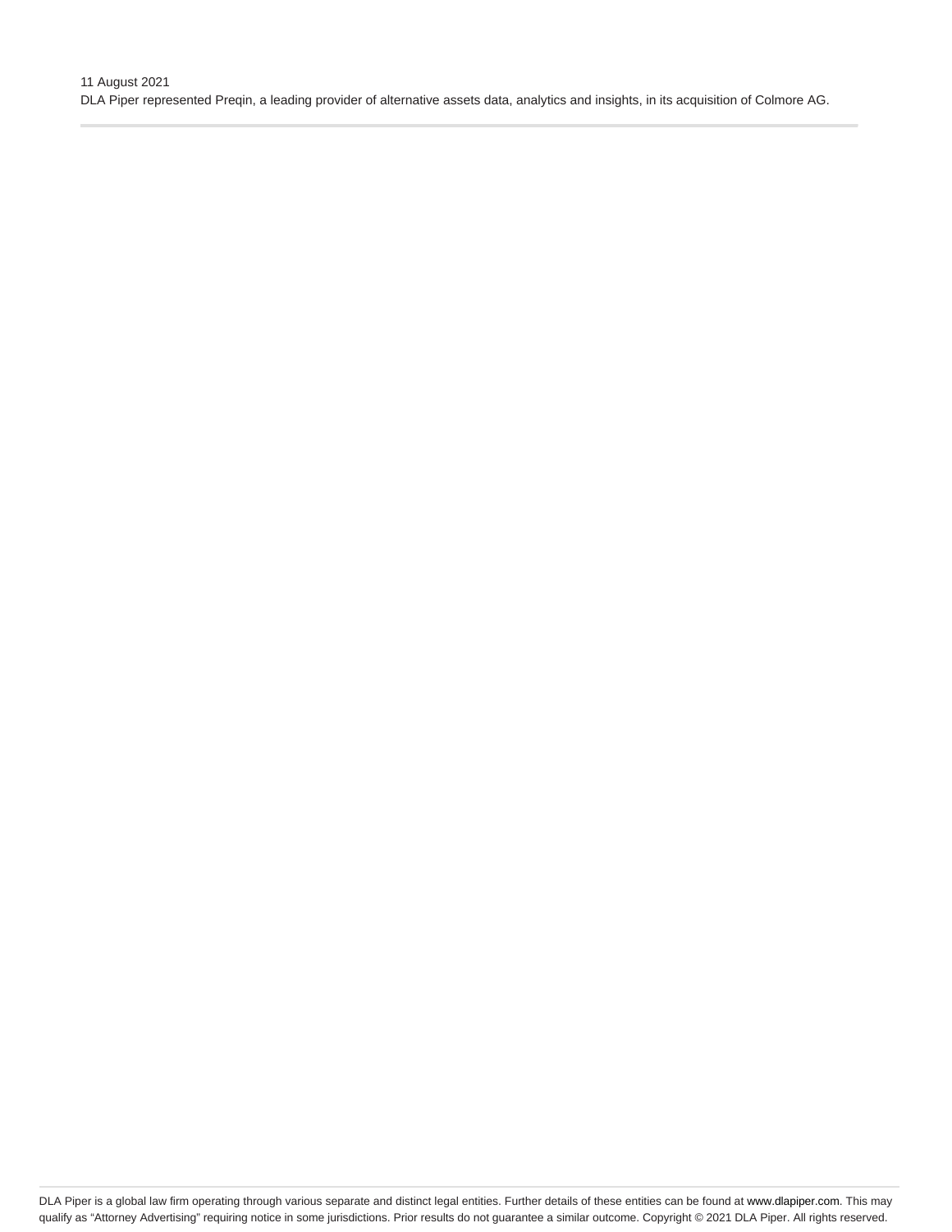11 August 2021

DLA Piper represented Preqin, a leading provider of alternative assets data, analytics and insights, in its acquisition of Colmore AG.

---

DLA Piper is a global law firm operating through various separate and distinct legal entities. Further details of these entities can be found at www.dlapiper.com. This may qualify as "Attorney Advertising" requiring notice in some jurisdictions. Prior results do not guarantee a similar outcome. Copyright © 2021 DLA Piper. All rights reserved.